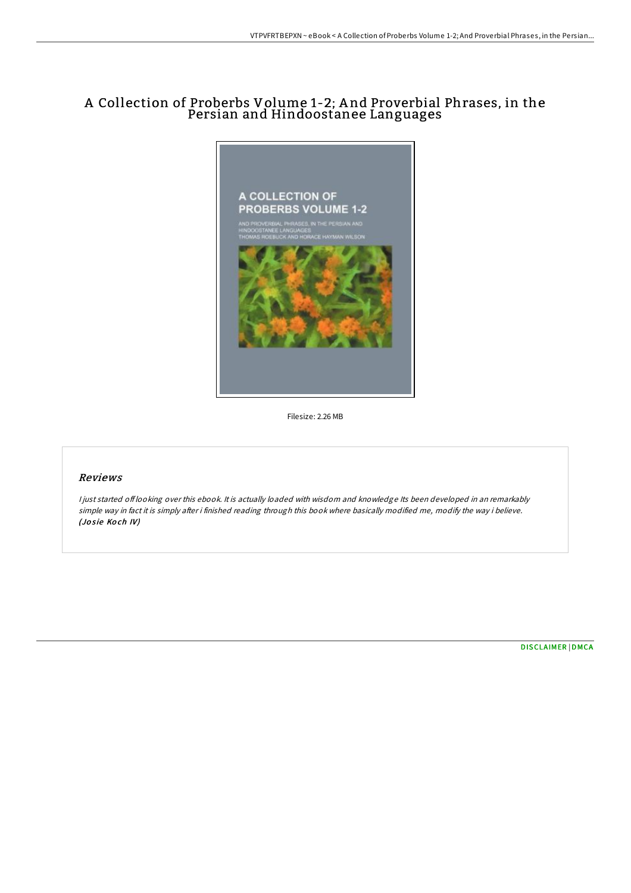# A Collection of Proberbs Volume 1-2; And Proverbial Phrases, in the Persian and Hindoostanee Languages

Filesize: 2.26 MB

## Reviews

*I just started off looking over this ebook. It is actually loaded with wisdom and knowledge Its been developed in an remarkably simple way in fact it is simply after i finished reading through this book where basically modified me, modify the way i believe.* ***(Josie Koch IV)***

DISCLAIMER | DMCA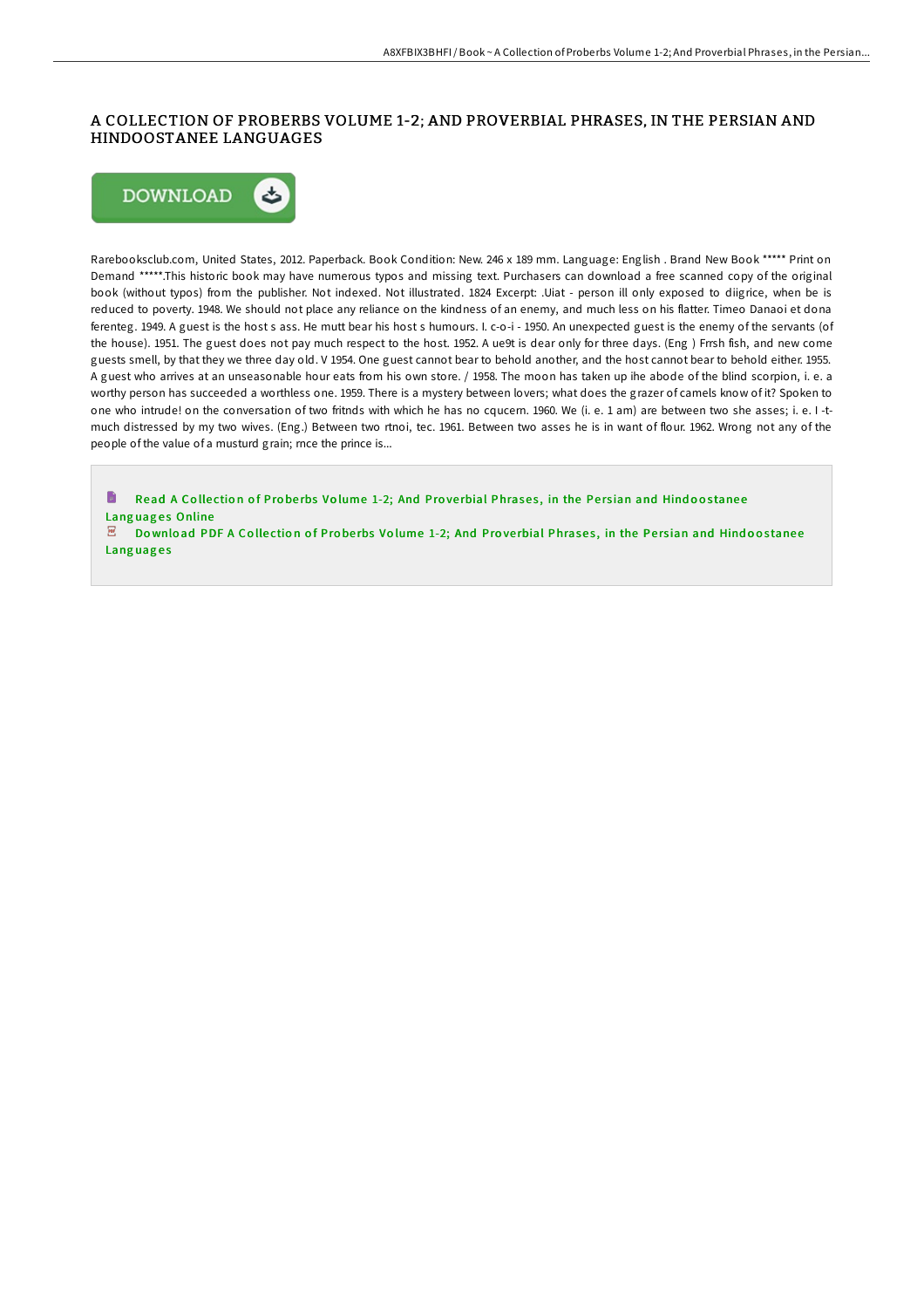# A COLLECTION OF PROBERBS VOLUME 1-2; AND PROVERBIAL PHRASES, IN THE PERSIAN AND HINDOOSTANEE LANGUAGES

DOWNLOAD

Rarebooksclub.com, United States, 2012. Paperback. Book Condition: New. 246 x 189 mm. Language: English . Brand New Book ***** Print on Demand *****.This historic book may have numerous typos and missing text. Purchasers can download a free scanned copy of the original book (without typos) from the publisher. Not indexed. Not illustrated. 1824 Excerpt: .Uiat - person ill only exposed to diigrice, when be is reduced to poverty. 1948. We should not place any reliance on the kindness of an enemy, and much less on his flatter. Timeo Danaoi et dona ferenteg. 1949. A guest is the host s ass. He mutt bear his host s humours. I. c-o-i - 1950. An unexpected guest is the enemy of the servants (of the house). 1951. The guest does not pay much respect to the host. 1952. A ue9t is dear only for three days. (Eng ) Frrsh fish, and new come guests smell, by that they we three day old. V 1954. One guest cannot bear to behold another, and the host cannot bear to behold either. 1955. A guest who arrives at an unseasonable hour eats from his own store. / 1958. The moon has taken up ihe abode of the blind scorpion, i. e. a worthy person has succeeded a worthless one. 1959. There is a mystery between lovers; what does the grazer of camels know of it? Spoken to one who intrude! on the conversation of two fritnds with which he has no cqucern. 1960. We (i. e. 1 am) are between two she asses; i. e. I -t-much distressed by my two wives. (Eng.) Between two rtnoi, tec. 1961. Between two asses he is in want of flour. 1962. Wrong not any of the people of the value of a musturd grain; rnce the prince is...

Read A Collection of Proberbs Volume 1-2; And Proverbial Phrases, in the Persian and Hindoostanee Languages Online

Download PDF A Collection of Proberbs Volume 1-2; And Proverbial Phrases, in the Persian and Hindoostanee Languages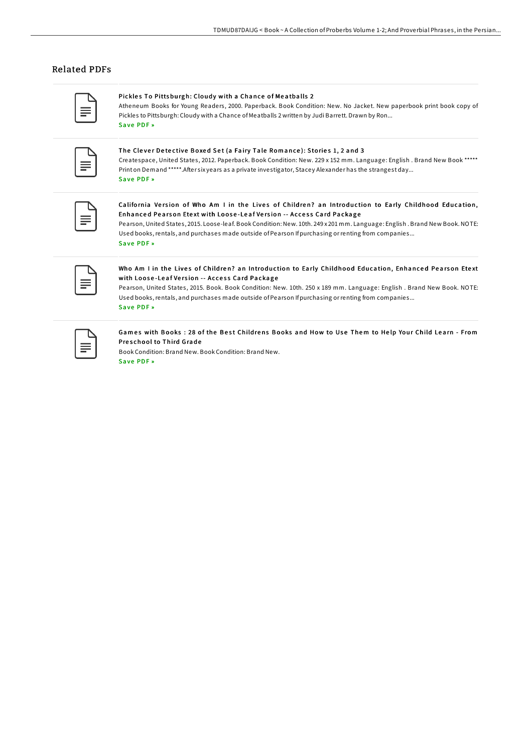## Related PDFs

**Pickles To Pittsburgh: Cloudy with a Chance of Meatballs 2**

Atheneum Books for Young Readers, 2000. Paperback. Book Condition: New. No Jacket. New paperbook print book copy of Pickles to Pittsburgh: Cloudy with a Chance of Meatballs 2 written by Judi Barrett. Drawn by Ron...

Save PDF »

**The Clever Detective Boxed Set (a Fairy Tale Romance): Stories 1, 2 and 3**

Createspace, United States, 2012. Paperback. Book Condition: New. 229 x 152 mm. Language: English . Brand New Book ***** Print on Demand *****.After six years as a private investigator, Stacey Alexander has the strangest day...

Save PDF »

**California Version of Who Am I in the Lives of Children? an Introduction to Early Childhood Education, Enhanced Pearson Etext with Loose-Leaf Version -- Access Card Package**

Pearson, United States, 2015. Loose-leaf. Book Condition: New. 10th. 249 x 201 mm. Language: English . Brand New Book. NOTE: Used books, rentals, and purchases made outside of Pearson If purchasing or renting from companies...

Save PDF »

**Who Am I in the Lives of Children? an Introduction to Early Childhood Education, Enhanced Pearson Etext with Loose-Leaf Version -- Access Card Package**

Pearson, United States, 2015. Book. Book Condition: New. 10th. 250 x 189 mm. Language: English . Brand New Book. NOTE: Used books, rentals, and purchases made outside of Pearson If purchasing or renting from companies...

Save PDF »

**Games with Books : 28 of the Best Childrens Books and How to Use Them to Help Your Child Learn - From Preschool to Third Grade**

Book Condition: Brand New. Book Condition: Brand New.

Save PDF »